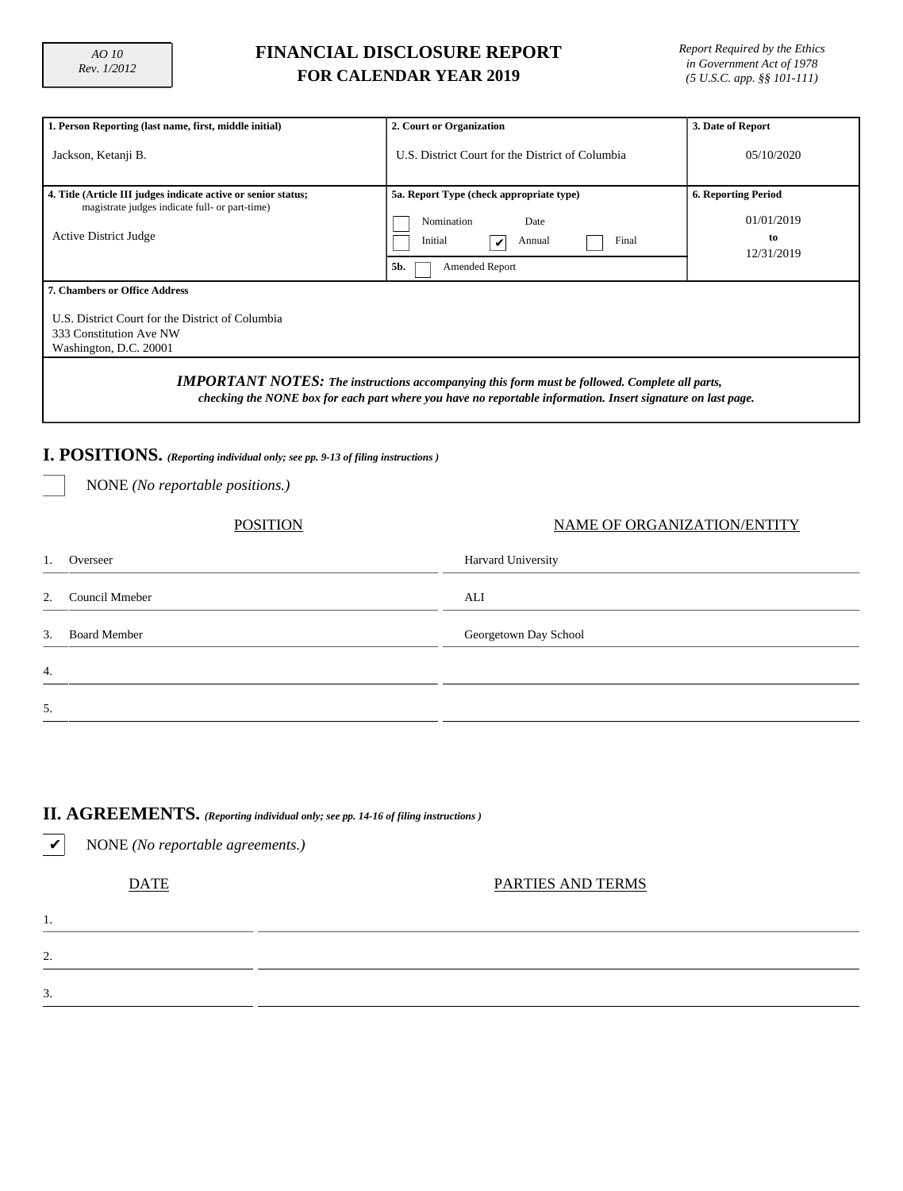AO 10
Rev. 1/2012

# FINANCIAL DISCLOSURE REPORT
## FOR CALENDAR YEAR 2019

*Report Required by the Ethics in Government Act of 1978 (5 U.S.C. app. §§ 101-111)*

| 1. Person Reporting (last name, first, middle initial) | 2. Court or Organization | 3. Date of Report |
|---|---|---|
| Jackson, Ketanji B. | U.S. District Court for the District of Columbia | 05/10/2020 |

| 4. Title (Article III judges indicate active or senior status; magistrate judges indicate full- or part-time) | 5a. Report Type (check appropriate type) | 6. Reporting Period |
|---|---|---|
| Active District Judge | ☐ Nomination Date<br>☐ Initial ☑ Annual ☐ Final<br>5b. ☐ Amended Report | 01/01/2019 to 12/31/2019 |

**7. Chambers or Office Address**

U.S. District Court for the District of Columbia
333 Constitution Ave NW
Washington, D.C. 20001

***IMPORTANT NOTES:*** ***The instructions accompanying this form must be followed. Complete all parts, checking the NONE box for each part where you have no reportable information. Insert signature on last page.***

## I. POSITIONS. *(Reporting individual only; see pp. 9-13 of filing instructions )*

☐ NONE *(No reportable positions.)*

| | POSITION | NAME OF ORGANIZATION/ENTITY |
|---|---|---|
| 1. | Overseer | Harvard University |
| 2. | Council Mmeber | ALI |
| 3. | Board Member | Georgetown Day School |
| 4. | | |
| 5. | | |

## II. AGREEMENTS. *(Reporting individual only; see pp. 14-16 of filing instructions )*

☑ NONE *(No reportable agreements.)*

| | DATE | PARTIES AND TERMS |
|---|---|---|
| 1. | | |
| 2. | | |
| 3. | | |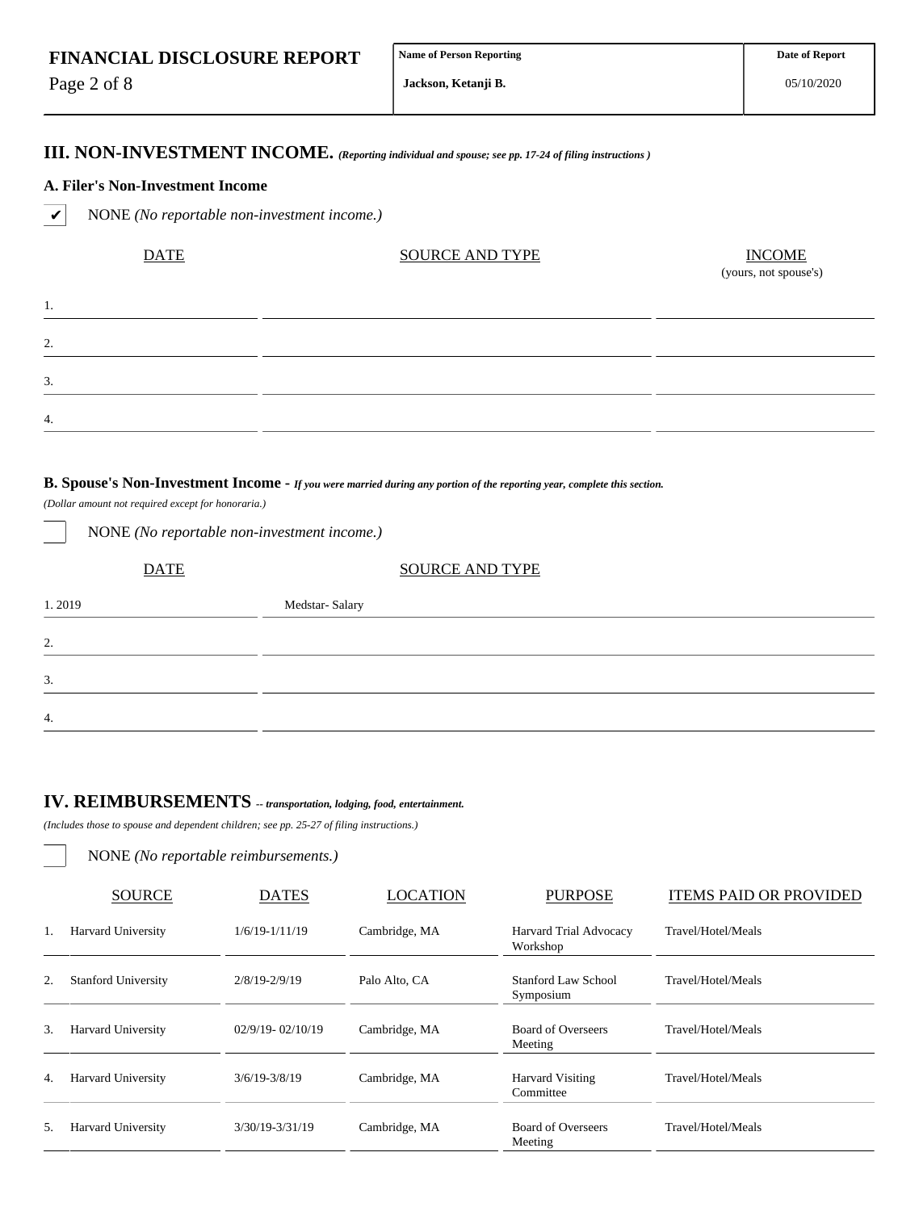| FINANCIAL DISCLOSURE REPORT | Name of Person Reporting | Date of Report |
|---|---|---|
| | Jackson, Ketanji B. | 05/10/2020 |

## III. NON-INVESTMENT INCOME. *(Reporting individual and spouse; see pp. 17-24 of filing instructions )*

### A. Filer's Non-Investment Income

☑ NONE *(No reportable non-investment income.)*

| | DATE | SOURCE AND TYPE | INCOME (yours, not spouse's) |
|---|---|---|---|
| 1. | | | |
| 2. | | | |
| 3. | | | |
| 4. | | | |

### B. Spouse's Non-Investment Income - *If you were married during any portion of the reporting year, complete this section.*

*(Dollar amount not required except for honoraria.)*

☐ NONE *(No reportable non-investment income.)*

| | DATE | SOURCE AND TYPE |
|---|---|---|
| 1. | 2019 | Medstar- Salary |
| 2. | | |
| 3. | | |
| 4. | | |

## IV. REIMBURSEMENTS *-- transportation, lodging, food, entertainment.*

*(Includes those to spouse and dependent children; see pp. 25-27 of filing instructions.)*

☐ NONE *(No reportable reimbursements.)*

| | SOURCE | DATES | LOCATION | PURPOSE | ITEMS PAID OR PROVIDED |
|---|---|---|---|---|---|
| 1. | Harvard University | 1/6/19-1/11/19 | Cambridge, MA | Harvard Trial Advocacy Workshop | Travel/Hotel/Meals |
| 2. | Stanford University | 2/8/19-2/9/19 | Palo Alto, CA | Stanford Law School Symposium | Travel/Hotel/Meals |
| 3. | Harvard University | 02/9/19- 02/10/19 | Cambridge, MA | Board of Overseers Meeting | Travel/Hotel/Meals |
| 4. | Harvard University | 3/6/19-3/8/19 | Cambridge, MA | Harvard Visiting Committee | Travel/Hotel/Meals |
| 5. | Harvard University | 3/30/19-3/31/19 | Cambridge, MA | Board of Overseers Meeting | Travel/Hotel/Meals |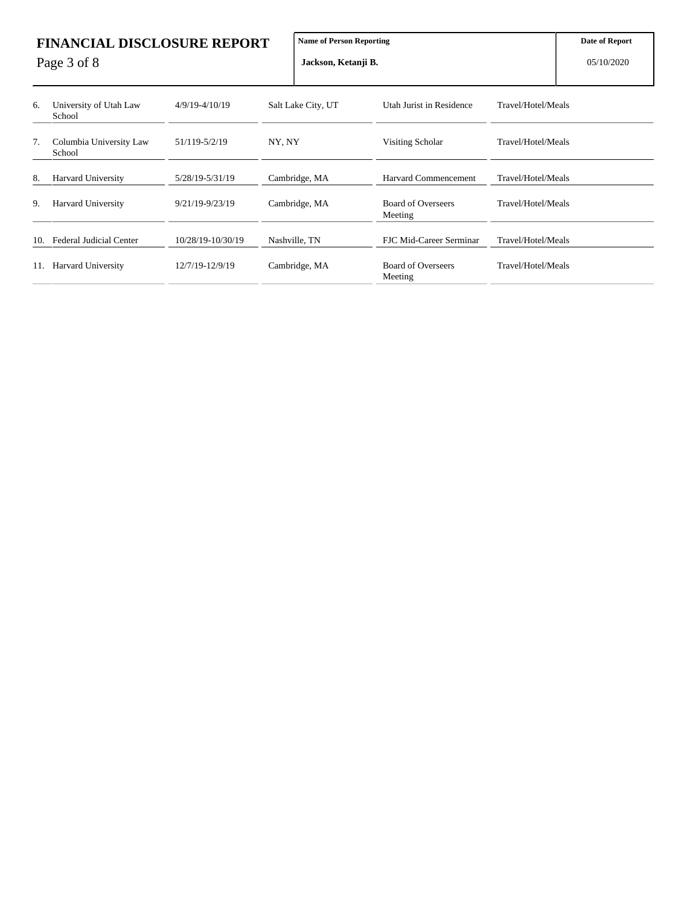| | Source | Dates | Location | Purpose | Items Paid or Provided |
|---|---|---|---|---|---|
| 6. | University of Utah Law School | 4/9/19-4/10/19 | Salt Lake City, UT | Utah Jurist in Residence | Travel/Hotel/Meals |
| 7. | Columbia University Law School | 51/119-5/2/19 | NY, NY | Visiting Scholar | Travel/Hotel/Meals |
| 8. | Harvard University | 5/28/19-5/31/19 | Cambridge, MA | Harvard Commencement | Travel/Hotel/Meals |
| 9. | Harvard University | 9/21/19-9/23/19 | Cambridge, MA | Board of Overseers Meeting | Travel/Hotel/Meals |
| 10. | Federal Judicial Center | 10/28/19-10/30/19 | Nashville, TN | FJC Mid-Career Serminar | Travel/Hotel/Meals |
| 11. | Harvard University | 12/7/19-12/9/19 | Cambridge, MA | Board of Overseers Meeting | Travel/Hotel/Meals |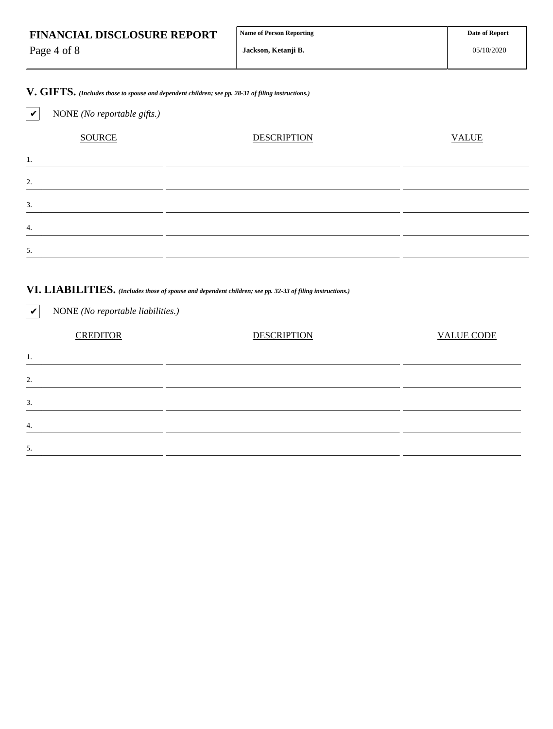**FINANCIAL DISCLOSURE REPORT**

| Name of Person Reporting | Date of Report |
| --- | --- |
| Jackson, Ketanji B. | 05/10/2020 |

## V. GIFTS. *(Includes those to spouse and dependent children; see pp. 28-31 of filing instructions.)*

✔ NONE *(No reportable gifts.)*

| | SOURCE | DESCRIPTION | VALUE |
| --- | --- | --- | --- |
| 1. | | | |
| 2. | | | |
| 3. | | | |
| 4. | | | |
| 5. | | | |

## VI. LIABILITIES. *(Includes those of spouse and dependent children; see pp. 32-33 of filing instructions.)*

✔ NONE *(No reportable liabilities.)*

| | CREDITOR | DESCRIPTION | VALUE CODE |
| --- | --- | --- | --- |
| 1. | | | |
| 2. | | | |
| 3. | | | |
| 4. | | | |
| 5. | | | |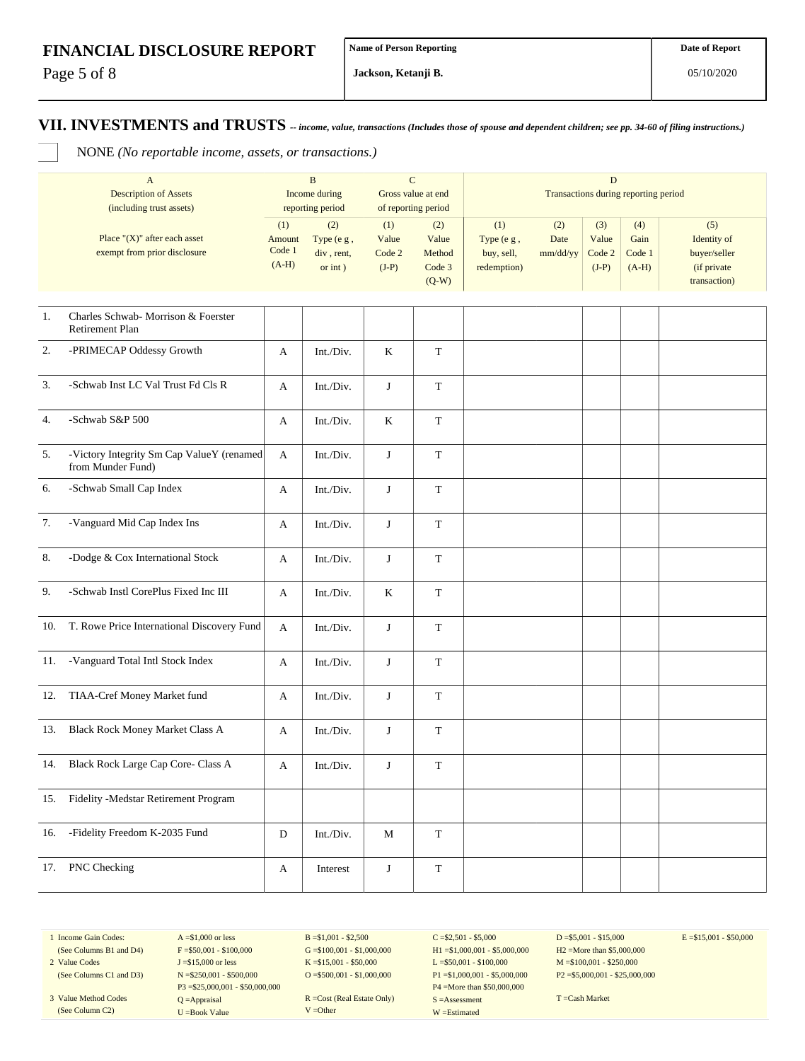# FINANCIAL DISCLOSURE REPORT

| Name of Person Reporting | Date of Report |
| --- | --- |
| Jackson, Ketanji B. | 05/10/2020 |

## VII. INVESTMENTS and TRUSTS -- *income, value, transactions (Includes those of spouse and dependent children; see pp. 34-60 of filing instructions.)*

☐ NONE *(No reportable income, assets, or transactions.)*

| | A<br>Description of Assets<br>(including trust assets) | B<br>Income during<br>reporting period | | C<br>Gross value at end<br>of reporting period | | D<br>Transactions during reporting period | | | | |
| --- | --- | --- | --- | --- | --- | --- | --- | --- | --- | --- |
| | Place "(X)" after each asset<br>exempt from prior disclosure | (1)<br>Amount<br>Code 1<br>(A-H) | (2)<br>Type (e g ,<br>div , rent,<br>or int ) | (1)<br>Value<br>Code 2<br>(J-P) | (2)<br>Value<br>Method<br>Code 3<br>(Q-W) | (1)<br>Type (e g ,<br>buy, sell,<br>redemption) | (2)<br>Date<br>mm/dd/yy | (3)<br>Value<br>Code 2<br>(J-P) | (4)<br>Gain<br>Code 1<br>(A-H) | (5)<br>Identity of<br>buyer/seller<br>(if private<br>transaction) |
| 1. | Charles Schwab- Morrison & Foerster Retirement Plan | | | | | | | | | |
| 2. | -PRIMECAP Oddessy Growth | A | Int./Div. | K | T | | | | | |
| 3. | -Schwab Inst LC Val Trust Fd Cls R | A | Int./Div. | J | T | | | | | |
| 4. | -Schwab S&P 500 | A | Int./Div. | K | T | | | | | |
| 5. | -Victory Integrity Sm Cap ValueY (renamed from Munder Fund) | A | Int./Div. | J | T | | | | | |
| 6. | -Schwab Small Cap Index | A | Int./Div. | J | T | | | | | |
| 7. | -Vanguard Mid Cap Index Ins | A | Int./Div. | J | T | | | | | |
| 8. | -Dodge & Cox International Stock | A | Int./Div. | J | T | | | | | |
| 9. | -Schwab Instl CorePlus Fixed Inc III | A | Int./Div. | K | T | | | | | |
| 10. | T. Rowe Price International Discovery Fund | A | Int./Div. | J | T | | | | | |
| 11. | -Vanguard Total Intl Stock Index | A | Int./Div. | J | T | | | | | |
| 12. | TIAA-Cref Money Market fund | A | Int./Div. | J | T | | | | | |
| 13. | Black Rock Money Market Class A | A | Int./Div. | J | T | | | | | |
| 14. | Black Rock Large Cap Core- Class A | A | Int./Div. | J | T | | | | | |
| 15. | Fidelity -Medstar Retirement Program | | | | | | | | | |
| 16. | -Fidelity Freedom K-2035 Fund | D | Int./Div. | M | T | | | | | |
| 17. | PNC Checking | A | Interest | J | T | | | | | |

| | | | | | |
| --- | --- | --- | --- | --- | --- |
| 1 Income Gain Codes:<br>(See Columns B1 and D4) | A =$1,000 or less<br>F =$50,001 - $100,000 | B =$1,001 - $2,500<br>G =$100,001 - $1,000,000 | C =$2,501 - $5,000<br>H1 =$1,000,001 - $5,000,000 | D =$5,001 - $15,000<br>H2 =More than $5,000,000 | E =$15,001 - $50,000 |
| 2 Value Codes<br>(See Columns C1 and D3) | J =$15,000 or less<br>N =$250,001 - $500,000<br>P3 =$25,000,001 - $50,000,000 | K =$15,001 - $50,000<br>O =$500,001 - $1,000,000 | L =$50,001 - $100,000<br>P1 =$1,000,001 - $5,000,000<br>P4 =More than $50,000,000 | M =$100,001 - $250,000<br>P2 =$5,000,001 - $25,000,000 | |
| 3 Value Method Codes<br>(See Column C2) | Q =Appraisal<br>U =Book Value | R =Cost (Real Estate Only)<br>V =Other | S =Assessment<br>W =Estimated | T =Cash Market | |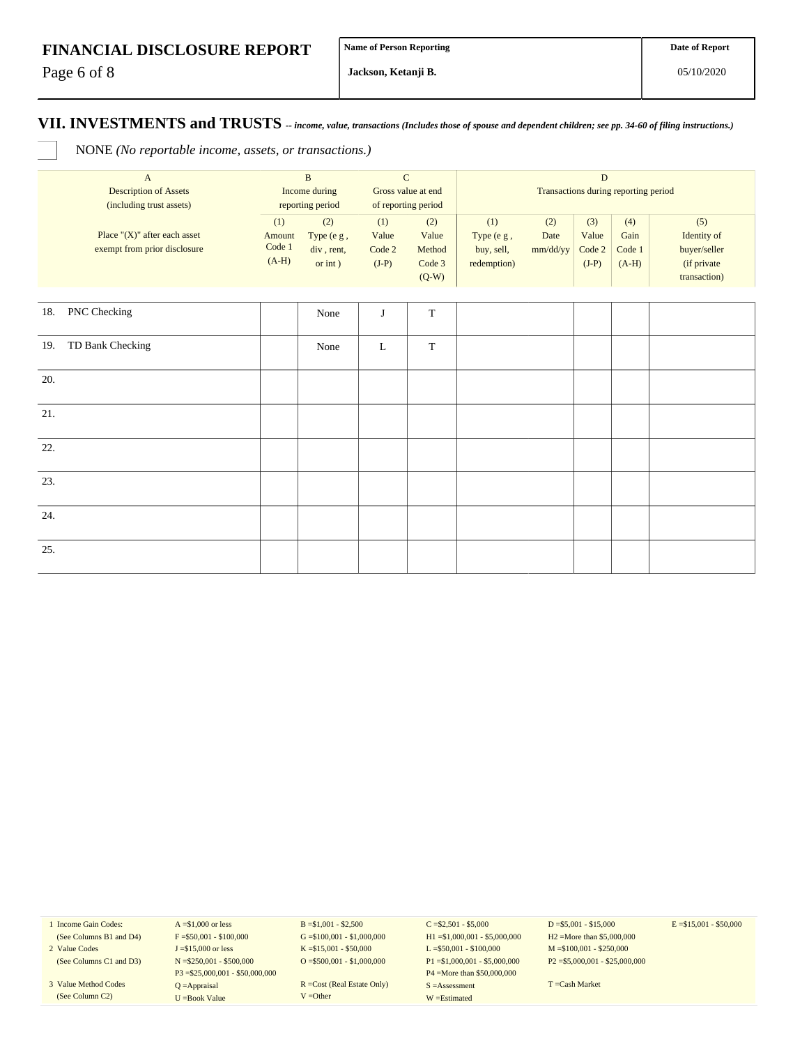| **Name of Person Reporting** | **Date of Report** |
| --- | --- |
| **Jackson, Ketanji B.** | 05/10/2020 |

## VII. INVESTMENTS and TRUSTS -- *income, value, transactions (Includes those of spouse and dependent children; see pp. 34-60 of filing instructions.)*

☐ NONE *(No reportable income, assets, or transactions.)*

| A<br>Description of Assets<br>(including trust assets) | B<br>Income during<br>reporting period | | C<br>Gross value at end<br>of reporting period | | D<br>Transactions during reporting period | | | | |
| --- | --- | --- | --- | --- | --- | --- | --- | --- | --- |
| Place "(X)" after each asset<br>exempt from prior disclosure | (1)<br>Amount<br>Code 1<br>(A-H) | (2)<br>Type (e g ,<br>div , rent,<br>or int ) | (1)<br>Value<br>Code 2<br>(J-P) | (2)<br>Value<br>Method<br>Code 3<br>(Q-W) | (1)<br>Type (e g ,<br>buy, sell,<br>redemption) | (2)<br>Date<br>mm/dd/yy | (3)<br>Value<br>Code 2<br>(J-P) | (4)<br>Gain<br>Code 1<br>(A-H) | (5)<br>Identity of<br>buyer/seller<br>(if private<br>transaction) |
| 18. PNC Checking | | None | J | T | | | | | |
| 19. TD Bank Checking | | None | L | T | | | | | |
| 20. | | | | | | | | | |
| 21. | | | | | | | | | |
| 22. | | | | | | | | | |
| 23. | | | | | | | | | |
| 24. | | | | | | | | | |
| 25. | | | | | | | | | |

| | | | | | |
| --- | --- | --- | --- | --- | --- |
| 1 Income Gain Codes:<br>(See Columns B1 and D4) | A =$1,000 or less<br>F =$50,001 - $100,000 | B =$1,001 - $2,500<br>G =$100,001 - $1,000,000 | C =$2,501 - $5,000<br>H1 =$1,000,001 - $5,000,000 | D =$5,001 - $15,000<br>H2 =More than $5,000,000 | E =$15,001 - $50,000 |
| 2 Value Codes<br>(See Columns C1 and D3) | J =$15,000 or less<br>N =$250,001 - $500,000<br>P3 =$25,000,001 - $50,000,000 | K =$15,001 - $50,000<br>O =$500,001 - $1,000,000 | L =$50,001 - $100,000<br>P1 =$1,000,001 - $5,000,000<br>P4 =More than $50,000,000 | M =$100,001 - $250,000<br>P2 =$5,000,001 - $25,000,000 | |
| 3 Value Method Codes<br>(See Column C2) | Q =Appraisal<br>U =Book Value | R =Cost (Real Estate Only)<br>V =Other | S =Assessment<br>W =Estimated | T =Cash Market | |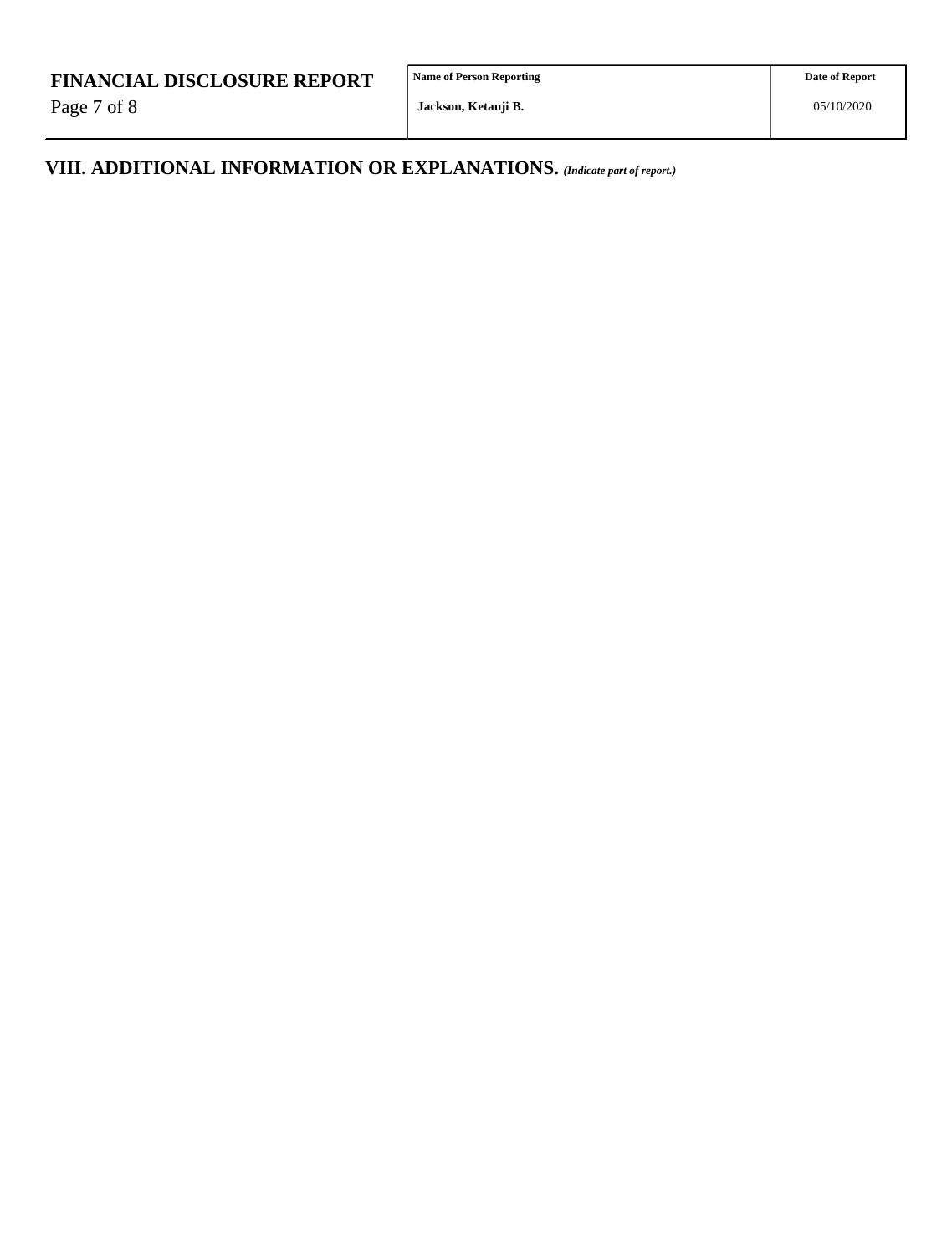## VIII. ADDITIONAL INFORMATION OR EXPLANATIONS. *(Indicate part of report.)*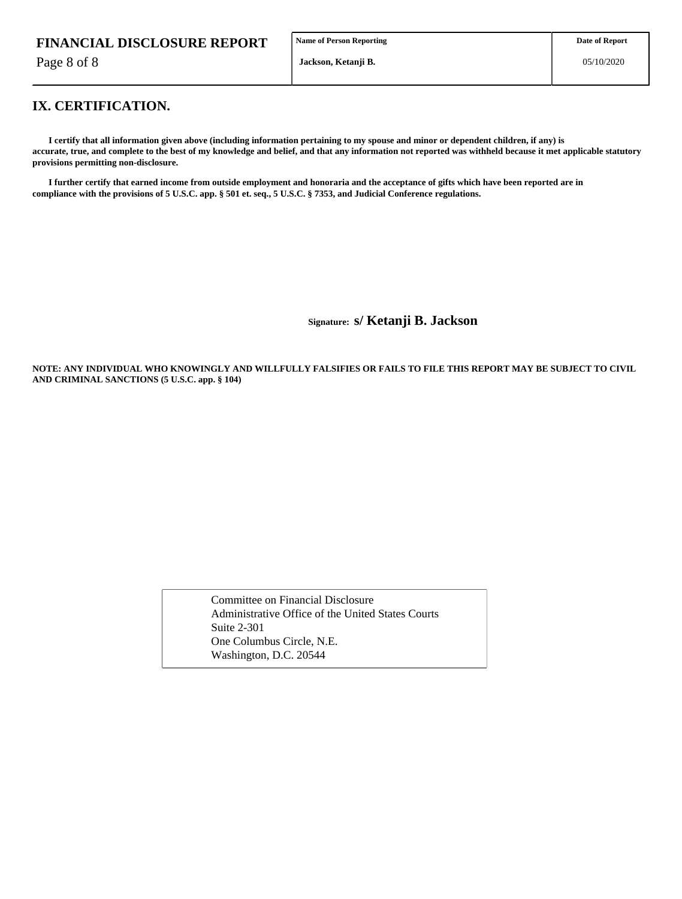## IX. CERTIFICATION.

**I certify that all information given above (including information pertaining to my spouse and minor or dependent children, if any) is accurate, true, and complete to the best of my knowledge and belief, and that any information not reported was withheld because it met applicable statutory provisions permitting non-disclosure.**

**I further certify that earned income from outside employment and honoraria and the acceptance of gifts which have been reported are in compliance with the provisions of 5 U.S.C. app. § 501 et. seq., 5 U.S.C. § 7353, and Judicial Conference regulations.**

Signature: **s/ Ketanji B. Jackson**

**NOTE: ANY INDIVIDUAL WHO KNOWINGLY AND WILLFULLY FALSIFIES OR FAILS TO FILE THIS REPORT MAY BE SUBJECT TO CIVIL AND CRIMINAL SANCTIONS (5 U.S.C. app. § 104)**

Committee on Financial Disclosure
Administrative Office of the United States Courts
Suite 2-301
One Columbus Circle, N.E.
Washington, D.C. 20544